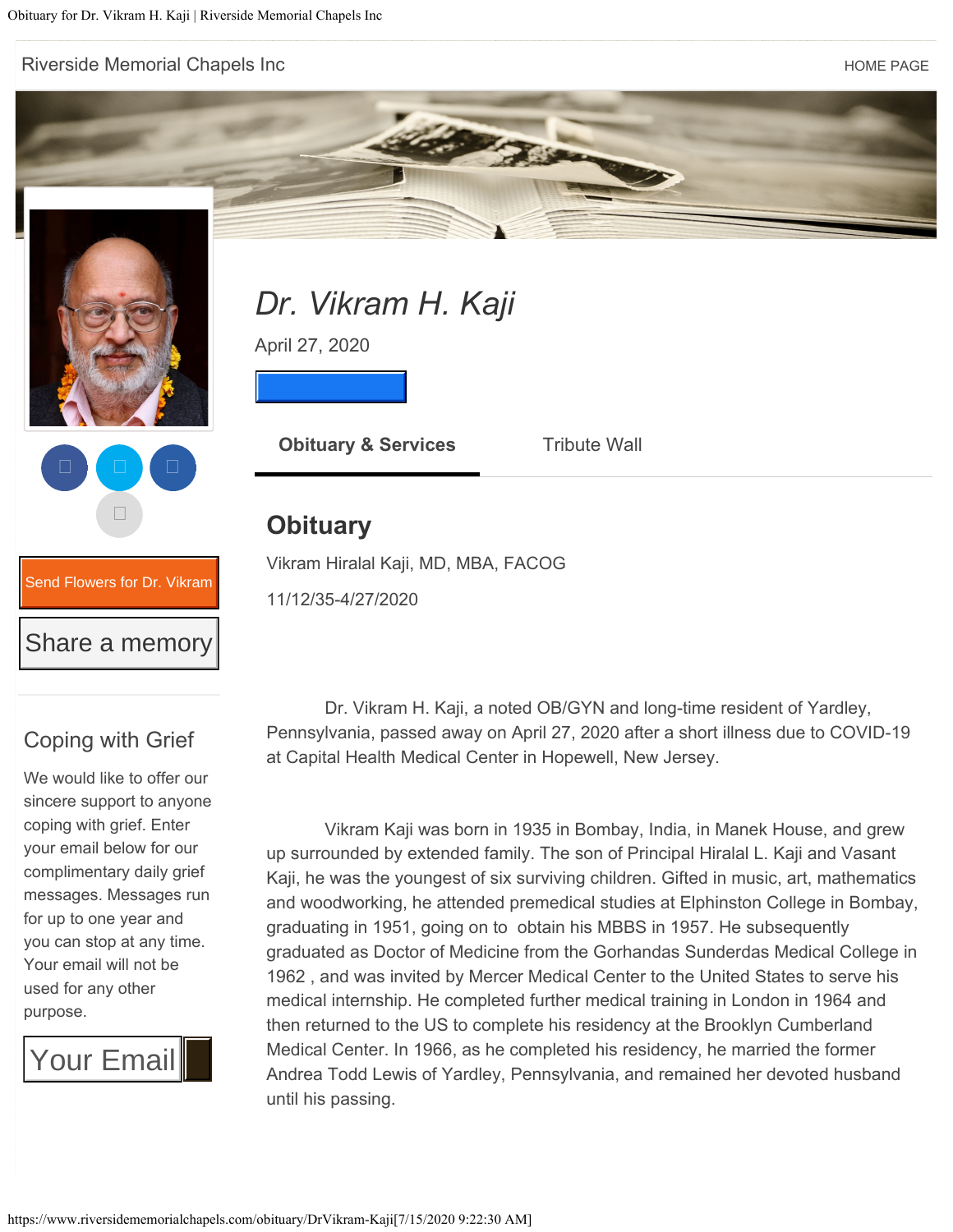Riverside Memorial Chapels Inc

HOME PAGE

# *Dr. Vikram H. Kaji*

April 27, 2020

**Obituary & Services** Tribute Wall

Send Flowers for Dr. Vikram

Share a memory

## Coping with Grief

We would like to offer our sincere support to anyone coping with grief. Enter your email below for our complimentary daily grief messages. Messages run for up to one year and you can stop at any time. Your email will not be used for any other purpose.

Your Email

## Obituary

Vikram Hiralal Kaji, MD, MBA, FACOG

11/12/35-4/27/2020

Dr. Vikram H. Kaji, a noted OB/GYN and long-time resident of Yardley, Pennsylvania, passed away on April 27, 2020 after a short illness due to COVID-19 at Capital Health Medical Center in Hopewell, New Jersey.

Vikram Kaji was born in 1935 in Bombay, India, in Manek House, and grew up surrounded by extended family. The son of Principal Hiralal L. Kaji and Vasant Kaji, he was the youngest of six surviving children. Gifted in music, art, mathematics and woodworking, he attended premedical studies at Elphinston College in Bombay, graduating in 1951, going on to obtain his MBBS in 1957. He subsequently graduated as Doctor of Medicine from the Gorhandas Sunderdas Medical College in 1962 , and was invited by Mercer Medical Center to the United States to serve his medical internship. He completed further medical training in London in 1964 and then returned to the US to complete his residency at the Brooklyn Cumberland Medical Center. In 1966, as he completed his residency, he married the former Andrea Todd Lewis of Yardley, Pennsylvania, and remained her devoted husband until his passing.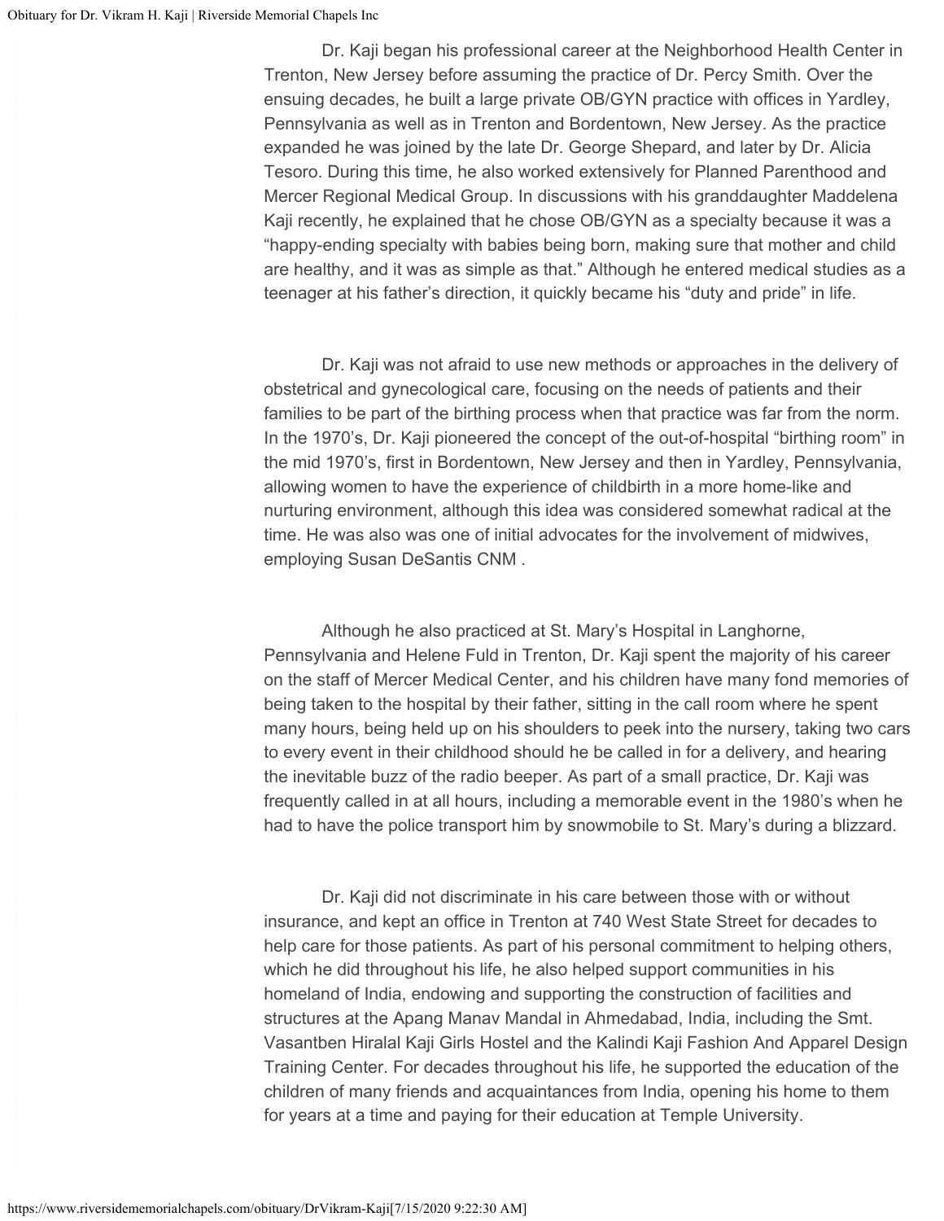Dr. Kaji began his professional career at the Neighborhood Health Center in Trenton, New Jersey before assuming the practice of Dr. Percy Smith. Over the ensuing decades, he built a large private OB/GYN practice with offices in Yardley, Pennsylvania as well as in Trenton and Bordentown, New Jersey. As the practice expanded he was joined by the late Dr. George Shepard, and later by Dr. Alicia Tesoro. During this time, he also worked extensively for Planned Parenthood and Mercer Regional Medical Group. In discussions with his granddaughter Maddelena Kaji recently, he explained that he chose OB/GYN as a specialty because it was a "happy-ending specialty with babies being born, making sure that mother and child are healthy, and it was as simple as that." Although he entered medical studies as a teenager at his father's direction, it quickly became his "duty and pride" in life.

Dr. Kaji was not afraid to use new methods or approaches in the delivery of obstetrical and gynecological care, focusing on the needs of patients and their families to be part of the birthing process when that practice was far from the norm. In the 1970's, Dr. Kaji pioneered the concept of the out-of-hospital "birthing room" in the mid 1970's, first in Bordentown, New Jersey and then in Yardley, Pennsylvania, allowing women to have the experience of childbirth in a more home-like and nurturing environment, although this idea was considered somewhat radical at the time. He was also was one of initial advocates for the involvement of midwives, employing Susan DeSantis CNM .

Although he also practiced at St. Mary's Hospital in Langhorne, Pennsylvania and Helene Fuld in Trenton, Dr. Kaji spent the majority of his career on the staff of Mercer Medical Center, and his children have many fond memories of being taken to the hospital by their father, sitting in the call room where he spent many hours, being held up on his shoulders to peek into the nursery, taking two cars to every event in their childhood should he be called in for a delivery, and hearing the inevitable buzz of the radio beeper. As part of a small practice, Dr. Kaji was frequently called in at all hours, including a memorable event in the 1980's when he had to have the police transport him by snowmobile to St. Mary's during a blizzard.

Dr. Kaji did not discriminate in his care between those with or without insurance, and kept an office in Trenton at 740 West State Street for decades to help care for those patients. As part of his personal commitment to helping others, which he did throughout his life, he also helped support communities in his homeland of India, endowing and supporting the construction of facilities and structures at the Apang Manav Mandal in Ahmedabad, India, including the Smt. Vasantben Hiralal Kaji Girls Hostel and the Kalindi Kaji Fashion And Apparel Design Training Center. For decades throughout his life, he supported the education of the children of many friends and acquaintances from India, opening his home to them for years at a time and paying for their education at Temple University.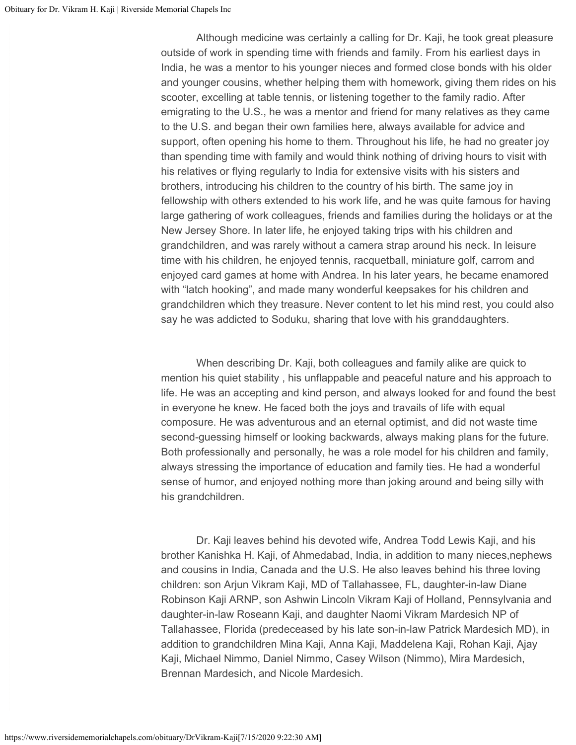Although medicine was certainly a calling for Dr. Kaji, he took great pleasure outside of work in spending time with friends and family. From his earliest days in India, he was a mentor to his younger nieces and formed close bonds with his older and younger cousins, whether helping them with homework, giving them rides on his scooter, excelling at table tennis, or listening together to the family radio. After emigrating to the U.S., he was a mentor and friend for many relatives as they came to the U.S. and began their own families here, always available for advice and support, often opening his home to them. Throughout his life, he had no greater joy than spending time with family and would think nothing of driving hours to visit with his relatives or flying regularly to India for extensive visits with his sisters and brothers, introducing his children to the country of his birth. The same joy in fellowship with others extended to his work life, and he was quite famous for having large gathering of work colleagues, friends and families during the holidays or at the New Jersey Shore. In later life, he enjoyed taking trips with his children and grandchildren, and was rarely without a camera strap around his neck. In leisure time with his children, he enjoyed tennis, racquetball, miniature golf, carrom and enjoyed card games at home with Andrea. In his later years, he became enamored with "latch hooking", and made many wonderful keepsakes for his children and grandchildren which they treasure. Never content to let his mind rest, you could also say he was addicted to Soduku, sharing that love with his granddaughters.

When describing Dr. Kaji, both colleagues and family alike are quick to mention his quiet stability , his unflappable and peaceful nature and his approach to life. He was an accepting and kind person, and always looked for and found the best in everyone he knew. He faced both the joys and travails of life with equal composure. He was adventurous and an eternal optimist, and did not waste time second-guessing himself or looking backwards, always making plans for the future. Both professionally and personally, he was a role model for his children and family, always stressing the importance of education and family ties. He had a wonderful sense of humor, and enjoyed nothing more than joking around and being silly with his grandchildren.

Dr. Kaji leaves behind his devoted wife, Andrea Todd Lewis Kaji, and his brother Kanishka H. Kaji, of Ahmedabad, India, in addition to many nieces,nephews and cousins in India, Canada and the U.S. He also leaves behind his three loving children: son Arjun Vikram Kaji, MD of Tallahassee, FL, daughter-in-law Diane Robinson Kaji ARNP, son Ashwin Lincoln Vikram Kaji of Holland, Pennsylvania and daughter-in-law Roseann Kaji, and daughter Naomi Vikram Mardesich NP of Tallahassee, Florida (predeceased by his late son-in-law Patrick Mardesich MD), in addition to grandchildren Mina Kaji, Anna Kaji, Maddelena Kaji, Rohan Kaji, Ajay Kaji, Michael Nimmo, Daniel Nimmo, Casey Wilson (Nimmo), Mira Mardesich, Brennan Mardesich, and Nicole Mardesich.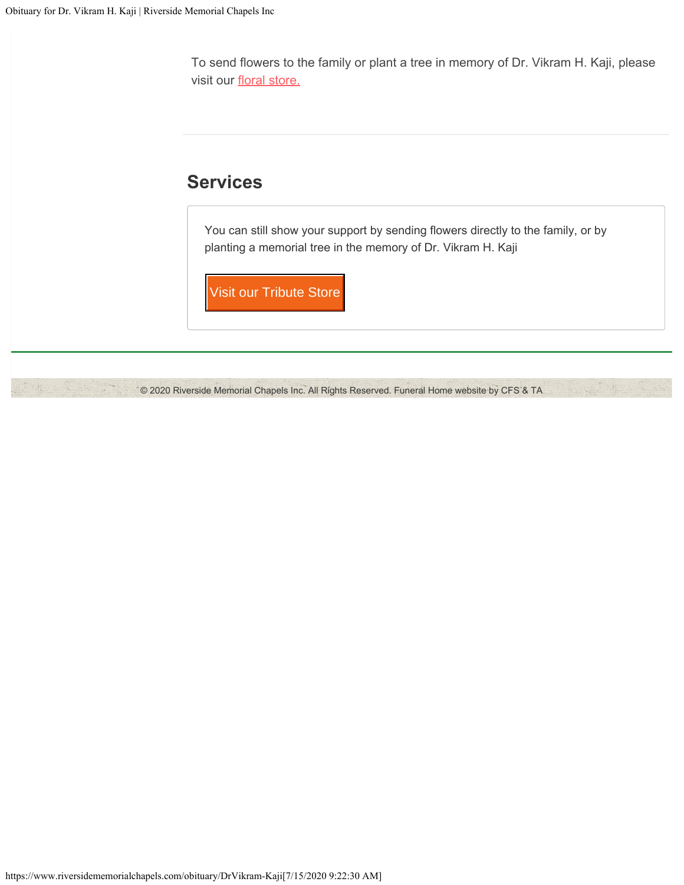To send flowers to the family or plant a tree in memory of Dr. Vikram H. Kaji, please visit our floral store.

## Services

You can still show your support by sending flowers directly to the family, or by planting a memorial tree in the memory of Dr. Vikram H. Kaji

Visit our Tribute Store

© 2020 Riverside Memorial Chapels Inc. All Rights Reserved. Funeral Home website by CFS & TA